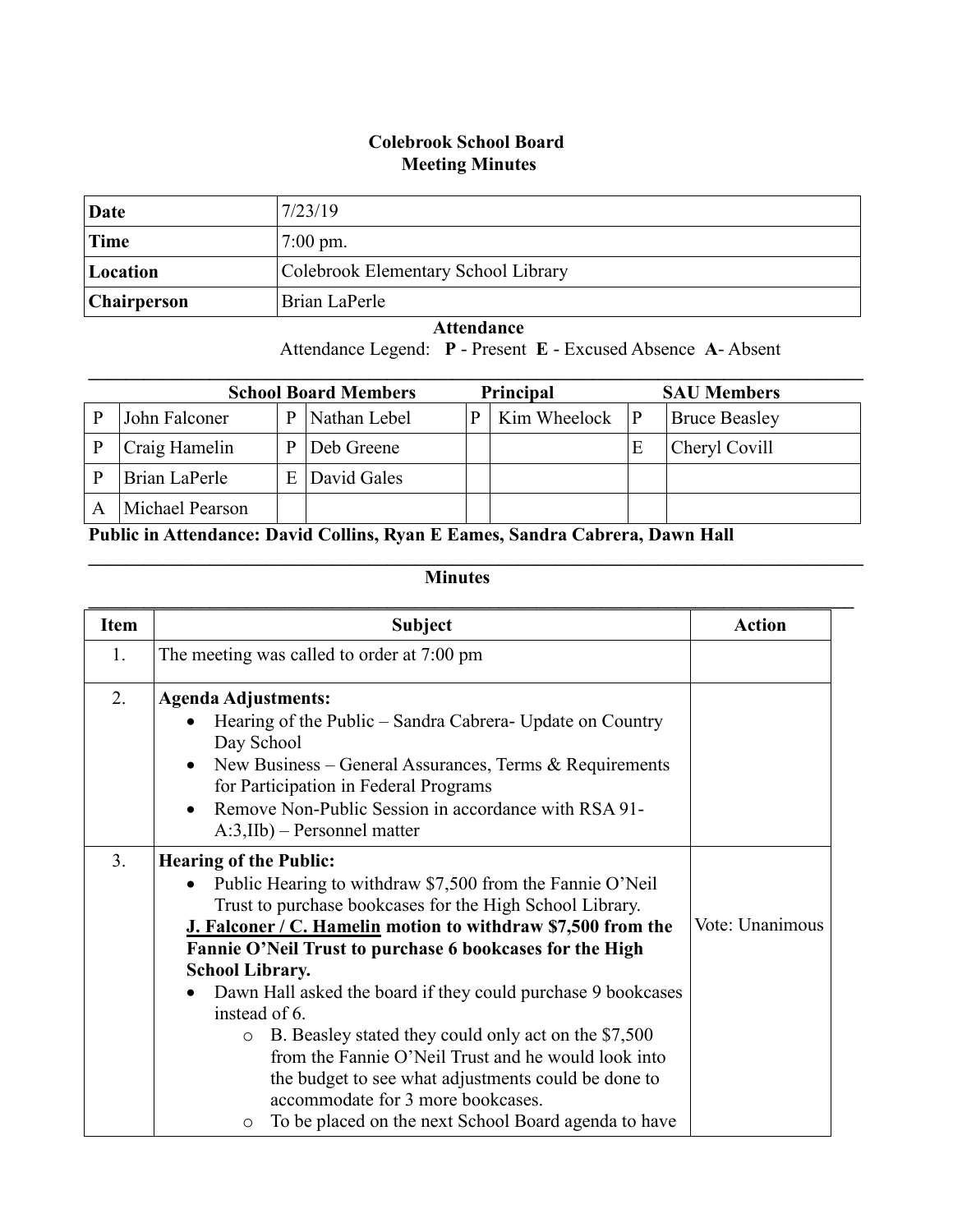# Colebrook School Board
## Meeting Minutes

| | |
|---|---|
| **Date** | 7/23/19 |
| **Time** | 7:00 pm. |
| **Location** | Colebrook Elementary School Library |
| **Chairperson** | Brian LaPerle |

**Attendance**

Attendance Legend: **P** - Present **E** - Excused Absence **A**- Absent

| School Board Members | | | | Principal | | SAU Members | |
|---|---|---|---|---|---|---|---|
| P | John Falconer | P | Nathan Lebel | P | Kim Wheelock | P | Bruce Beasley |
| P | Craig Hamelin | P | Deb Greene | | | E | Cheryl Covill |
| P | Brian LaPerle | E | David Gales | | | | |
| A | Michael Pearson | | | | | | |

**Public in Attendance: David Collins, Ryan E Eames, Sandra Cabrera, Dawn Hall**

**Minutes**

| Item | Subject | Action |
|---|---|---|
| 1. | The meeting was called to order at 7:00 pm | |
| 2. | **Agenda Adjustments:**<br>• Hearing of the Public – Sandra Cabrera- Update on Country Day School<br>• New Business – General Assurances, Terms & Requirements for Participation in Federal Programs<br>• Remove Non-Public Session in accordance with RSA 91-A:3,IIb) – Personnel matter | |
| 3. | **Hearing of the Public:**<br>• Public Hearing to withdraw $7,500 from the Fannie O'Neil Trust to purchase bookcases for the High School Library.<br>**J. Falconer / C. Hamelin motion to withdraw $7,500 from the Fannie O'Neil Trust to purchase 6 bookcases for the High School Library.**<br>• Dawn Hall asked the board if they could purchase 9 bookcases instead of 6.<br>o B. Beasley stated they could only act on the $7,500 from the Fannie O'Neil Trust and he would look into the budget to see what adjustments could be done to accommodate for 3 more bookcases.<br>o To be placed on the next School Board agenda to have | Vote: Unanimous |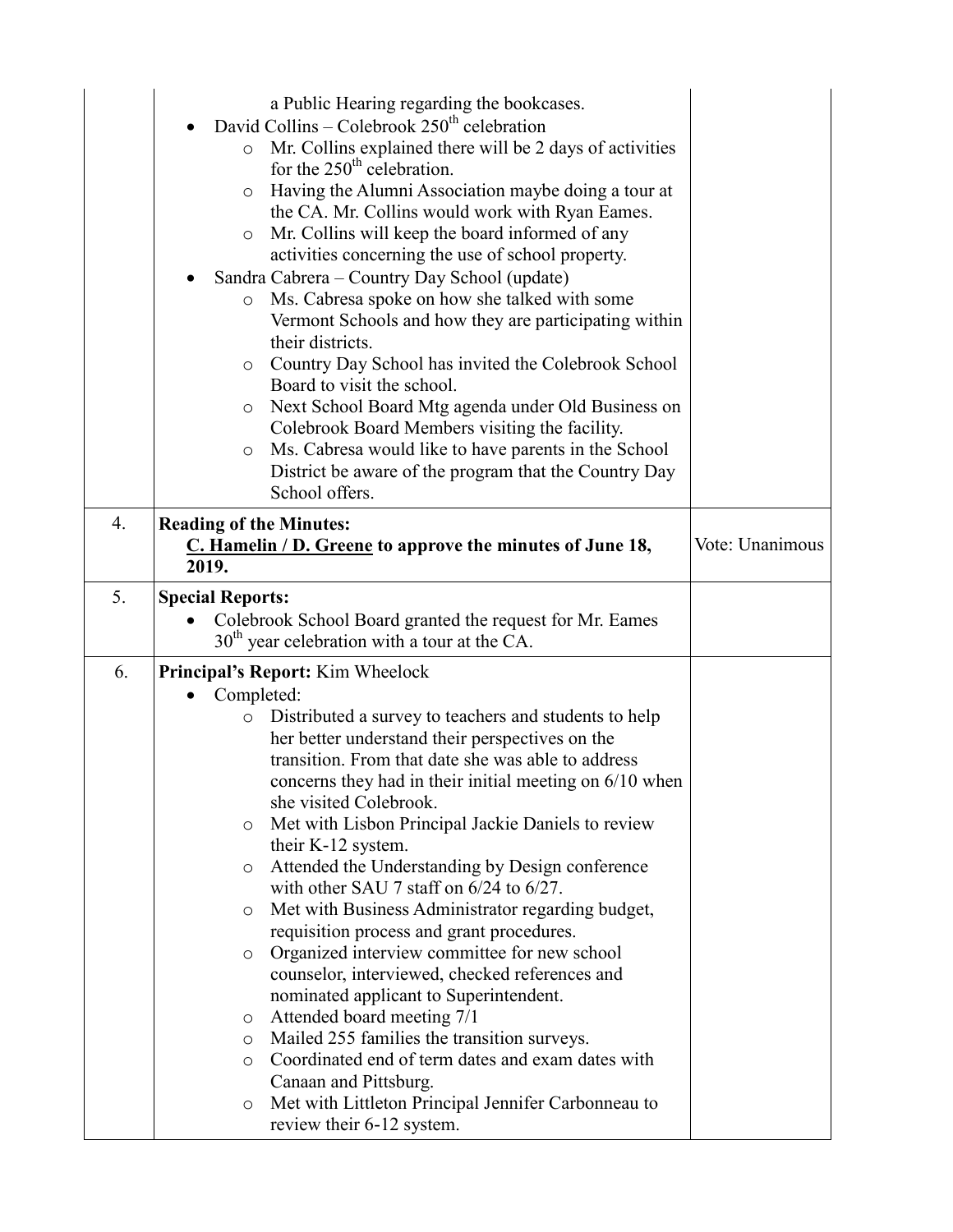| | | |
|---|---|---|
| | a Public Hearing regarding the bookcases.<br>• David Collins – Colebrook 250th celebration<br>  ○ Mr. Collins explained there will be 2 days of activities for the 250th celebration.<br>  ○ Having the Alumni Association maybe doing a tour at the CA. Mr. Collins would work with Ryan Eames.<br>  ○ Mr. Collins will keep the board informed of any activities concerning the use of school property.<br>• Sandra Cabrera – Country Day School (update)<br>  ○ Ms. Cabresa spoke on how she talked with some Vermont Schools and how they are participating within their districts.<br>  ○ Country Day School has invited the Colebrook School Board to visit the school.<br>  ○ Next School Board Mtg agenda under Old Business on Colebrook Board Members visiting the facility.<br>  ○ Ms. Cabresa would like to have parents in the School District be aware of the program that the Country Day School offers. | |
| 4. | **Reading of the Minutes:**<br>**<u>C. Hamelin / D. Greene</u> to approve the minutes of June 18, 2019.** | Vote: Unanimous |
| 5. | **Special Reports:**<br>• Colebrook School Board granted the request for Mr. Eames 30th year celebration with a tour at the CA. | |
| 6. | **Principal's Report:** Kim Wheelock<br>• Completed:<br>  ○ Distributed a survey to teachers and students to help her better understand their perspectives on the transition. From that date she was able to address concerns they had in their initial meeting on 6/10 when she visited Colebrook.<br>  ○ Met with Lisbon Principal Jackie Daniels to review their K-12 system.<br>  ○ Attended the Understanding by Design conference with other SAU 7 staff on 6/24 to 6/27.<br>  ○ Met with Business Administrator regarding budget, requisition process and grant procedures.<br>  ○ Organized interview committee for new school counselor, interviewed, checked references and nominated applicant to Superintendent.<br>  ○ Attended board meeting 7/1<br>  ○ Mailed 255 families the transition surveys.<br>  ○ Coordinated end of term dates and exam dates with Canaan and Pittsburg.<br>  ○ Met with Littleton Principal Jennifer Carbonneau to review their 6-12 system. | |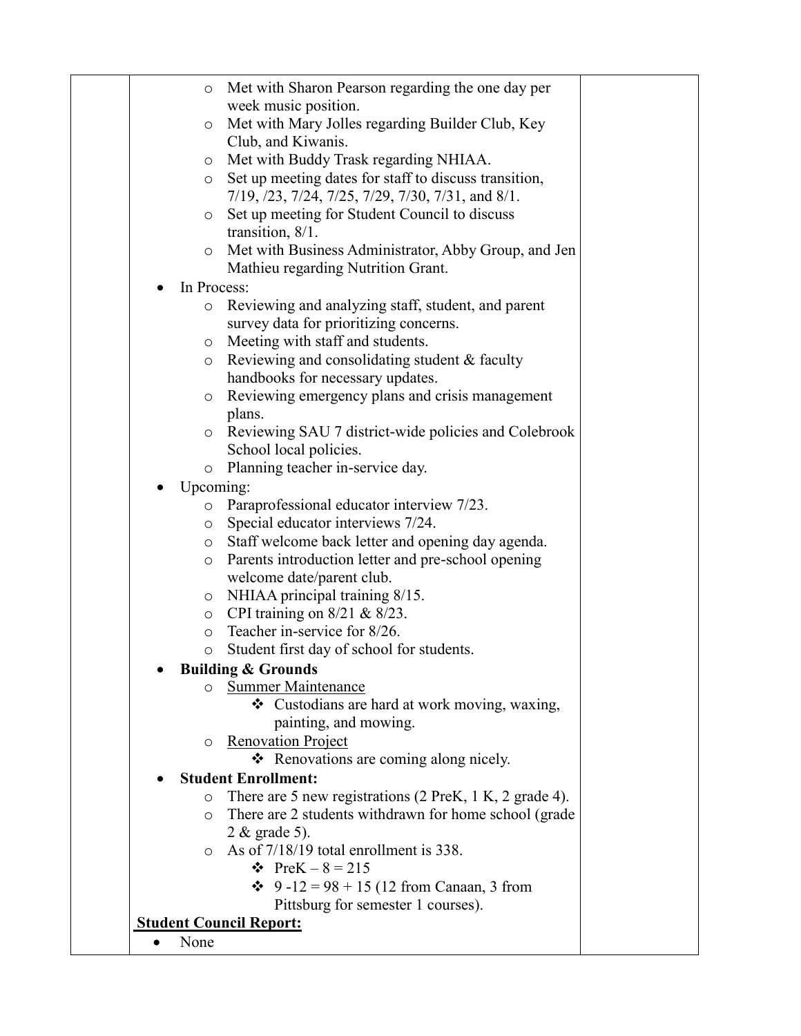- Met with Sharon Pearson regarding the one day per week music position.
  - Met with Mary Jolles regarding Builder Club, Key Club, and Kiwanis.
  - Met with Buddy Trask regarding NHIAA.
  - Set up meeting dates for staff to discuss transition, 7/19, /23, 7/24, 7/25, 7/29, 7/30, 7/31, and 8/1.
  - Set up meeting for Student Council to discuss transition, 8/1.
  - Met with Business Administrator, Abby Group, and Jen Mathieu regarding Nutrition Grant.
- In Process:
  - Reviewing and analyzing staff, student, and parent survey data for prioritizing concerns.
  - Meeting with staff and students.
  - Reviewing and consolidating student & faculty handbooks for necessary updates.
  - Reviewing emergency plans and crisis management plans.
  - Reviewing SAU 7 district-wide policies and Colebrook School local policies.
  - Planning teacher in-service day.
- Upcoming:
  - Paraprofessional educator interview 7/23.
  - Special educator interviews 7/24.
  - Staff welcome back letter and opening day agenda.
  - Parents introduction letter and pre-school opening welcome date/parent club.
  - NHIAA principal training 8/15.
  - CPI training on 8/21 & 8/23.
  - Teacher in-service for 8/26.
  - Student first day of school for students.
- **Building & Grounds**
  - Summer Maintenance
    - ❖ Custodians are hard at work moving, waxing, painting, and mowing.
  - Renovation Project
    - ❖ Renovations are coming along nicely.
- **Student Enrollment:**
  - There are 5 new registrations (2 PreK, 1 K, 2 grade 4).
  - There are 2 students withdrawn for home school (grade 2 & grade 5).
  - As of 7/18/19 total enrollment is 338.
    - ❖ PreK – 8 = 215
    - ❖ 9 -12 = 98 + 15 (12 from Canaan, 3 from Pittsburg for semester 1 courses).

**Student Council Report:**

- None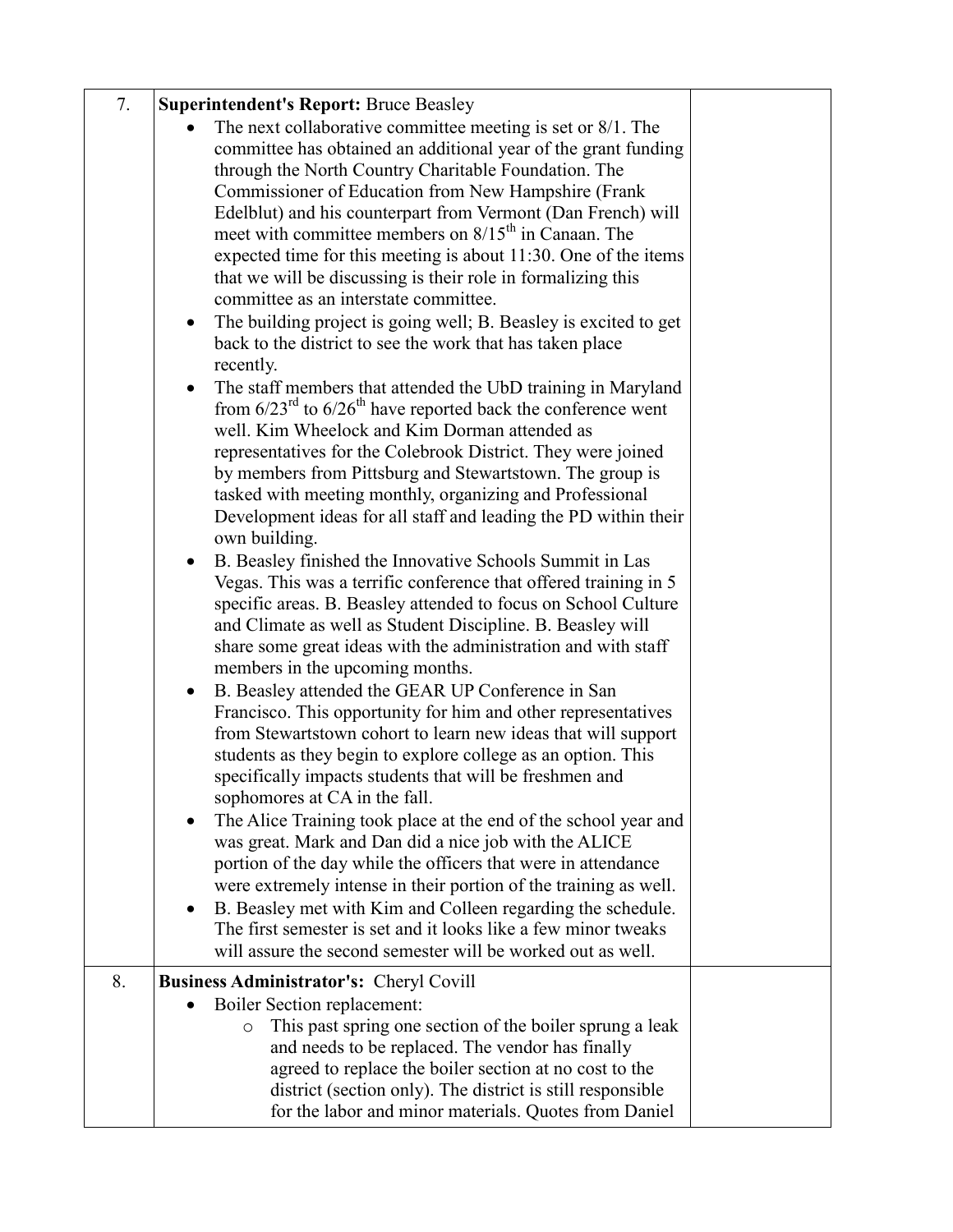| | | |
|---|---|---|
| 7. | **Superintendent's Report:** Bruce Beasley<br>• The next collaborative committee meeting is set or 8/1. The committee has obtained an additional year of the grant funding through the North Country Charitable Foundation. The Commissioner of Education from New Hampshire (Frank Edelblut) and his counterpart from Vermont (Dan French) will meet with committee members on 8/15th in Canaan. The expected time for this meeting is about 11:30. One of the items that we will be discussing is their role in formalizing this committee as an interstate committee.<br>• The building project is going well; B. Beasley is excited to get back to the district to see the work that has taken place recently.<br>• The staff members that attended the UbD training in Maryland from 6/23rd to 6/26th have reported back the conference went well. Kim Wheelock and Kim Dorman attended as representatives for the Colebrook District. They were joined by members from Pittsburg and Stewartstown. The group is tasked with meeting monthly, organizing and Professional Development ideas for all staff and leading the PD within their own building.<br>• B. Beasley finished the Innovative Schools Summit in Las Vegas. This was a terrific conference that offered training in 5 specific areas. B. Beasley attended to focus on School Culture and Climate as well as Student Discipline. B. Beasley will share some great ideas with the administration and with staff members in the upcoming months.<br>• B. Beasley attended the GEAR UP Conference in San Francisco. This opportunity for him and other representatives from Stewartstown cohort to learn new ideas that will support students as they begin to explore college as an option. This specifically impacts students that will be freshmen and sophomores at CA in the fall.<br>• The Alice Training took place at the end of the school year and was great. Mark and Dan did a nice job with the ALICE portion of the day while the officers that were in attendance were extremely intense in their portion of the training as well.<br>• B. Beasley met with Kim and Colleen regarding the schedule. The first semester is set and it looks like a few minor tweaks will assure the second semester will be worked out as well. | |
| 8. | **Business Administrator's:** Cheryl Covill<br>• Boiler Section replacement:<br>&nbsp;&nbsp;&nbsp;&nbsp;○ This past spring one section of the boiler sprung a leak and needs to be replaced. The vendor has finally agreed to replace the boiler section at no cost to the district (section only). The district is still responsible for the labor and minor materials. Quotes from Daniel | |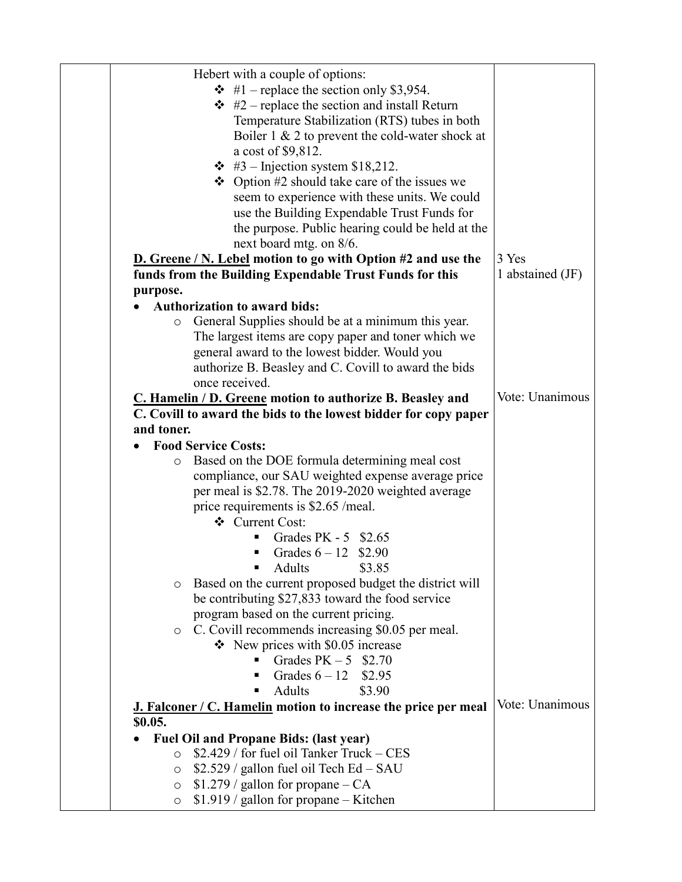| | | |
|---|---|---|
| | Hebert with a couple of options:<br>❖ #1 – replace the section only $3,954.<br>❖ #2 – replace the section and install Return Temperature Stabilization (RTS) tubes in both Boiler 1 & 2 to prevent the cold-water shock at a cost of $9,812.<br>❖ #3 – Injection system $18,212.<br>❖ Option #2 should take care of the issues we seem to experience with these units. We could use the Building Expendable Trust Funds for the purpose. Public hearing could be held at the next board mtg. on 8/6. | |
| | **D. Greene / N. Lebel motion to go with Option #2 and use the funds from the Building Expendable Trust Funds for this purpose.** | 3 Yes<br>1 abstained (JF) |
| | • **Authorization to award bids:**<br>o General Supplies should be at a minimum this year. The largest items are copy paper and toner which we general award to the lowest bidder. Would you authorize B. Beasley and C. Covill to award the bids once received. | |
| | **C. Hamelin / D. Greene motion to authorize B. Beasley and C. Covill to award the bids to the lowest bidder for copy paper and toner.** | Vote: Unanimous |
| | • **Food Service Costs:**<br>o Based on the DOE formula determining meal cost compliance, our SAU weighted expense average price per meal is $2.78. The 2019-2020 weighted average price requirements is $2.65 /meal.<br>❖ Current Cost:<br>▪ Grades PK - 5 $2.65<br>▪ Grades 6 – 12 $2.90<br>▪ Adults $3.85<br>o Based on the current proposed budget the district will be contributing $27,833 toward the food service program based on the current pricing.<br>o C. Covill recommends increasing $0.05 per meal.<br>❖ New prices with $0.05 increase<br>▪ Grades PK – 5 $2.70<br>▪ Grades 6 – 12 $2.95<br>▪ Adults $3.90 | |
| | **J. Falconer / C. Hamelin motion to increase the price per meal $0.05.** | Vote: Unanimous |
| | • **Fuel Oil and Propane Bids: (last year)**<br>o $2.429 / for fuel oil Tanker Truck – CES<br>o $2.529 / gallon fuel oil Tech Ed – SAU<br>o $1.279 / gallon for propane – CA<br>o $1.919 / gallon for propane – Kitchen | |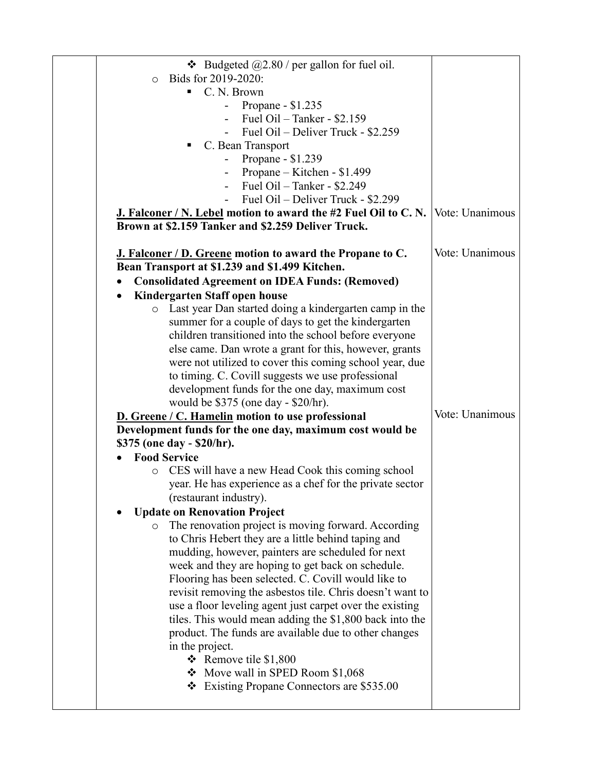| | | |
|---|---|---|
| | ❖ Budgeted @2.80 / per gallon for fuel oil.<br>○ Bids for 2019-2020:<br>▪ C. N. Brown<br>- Propane - $1.235<br>- Fuel Oil – Tanker - $2.159<br>- Fuel Oil – Deliver Truck - $2.259<br>▪ C. Bean Transport<br>- Propane - $1.239<br>- Propane – Kitchen - $1.499<br>- Fuel Oil – Tanker - $2.249<br>- Fuel Oil – Deliver Truck - $2.299 | |
| | **J. Falconer / N. Lebel motion to award the #2 Fuel Oil to C. N. Brown at $2.159 Tanker and $2.259 Deliver Truck.** | Vote: Unanimous |
| | **J. Falconer / D. Greene motion to award the Propane to C. Bean Transport at $1.239 and $1.499 Kitchen.**<br>• **Consolidated Agreement on IDEA Funds: (Removed)**<br>• **Kindergarten Staff open house**<br>○ Last year Dan started doing a kindergarten camp in the summer for a couple of days to get the kindergarten children transitioned into the school before everyone else came. Dan wrote a grant for this, however, grants were not utilized to cover this coming school year, due to timing. C. Covill suggests we use professional development funds for the one day, maximum cost would be $375 (one day - $20/hr). | Vote: Unanimous |
| | **D. Greene / C. Hamelin motion to use professional Development funds for the one day, maximum cost would be $375 (one day - $20/hr).**<br>• **Food Service**<br>○ CES will have a new Head Cook this coming school year. He has experience as a chef for the private sector (restaurant industry).<br>• **Update on Renovation Project**<br>○ The renovation project is moving forward. According to Chris Hebert they are a little behind taping and mudding, however, painters are scheduled for next week and they are hoping to get back on schedule. Flooring has been selected. C. Covill would like to revisit removing the asbestos tile. Chris doesn't want to use a floor leveling agent just carpet over the existing tiles. This would mean adding the $1,800 back into the product. The funds are available due to other changes in the project.<br>❖ Remove tile $1,800<br>❖ Move wall in SPED Room $1,068<br>❖ Existing Propane Connectors are $535.00 | Vote: Unanimous |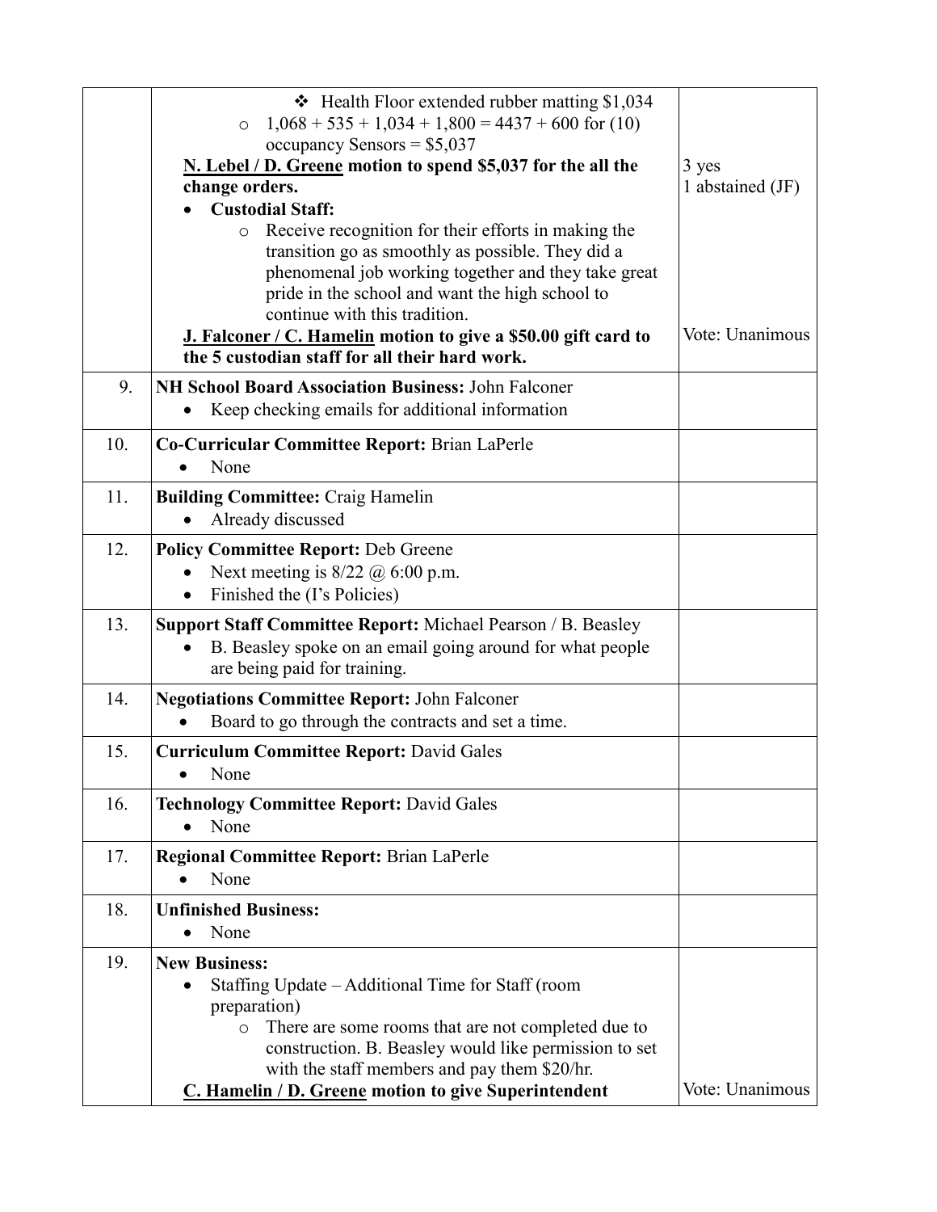| | | |
|---|---|---|
| | ❖ Health Floor extended rubber matting $1,034<br>○ 1,068 + 535 + 1,034 + 1,800 = 4437 + 600 for (10) occupancy Sensors = $5,037<br>**N. Lebel / D. Greene motion to spend $5,037 for the all the change orders.**<br>• **Custodial Staff:**<br>○ Receive recognition for their efforts in making the transition go as smoothly as possible. They did a phenomenal job working together and they take great pride in the school and want the high school to continue with this tradition.<br>**J. Falconer / C. Hamelin motion to give a $50.00 gift card to the 5 custodian staff for all their hard work.** | 3 yes<br>1 abstained (JF)<br><br>Vote: Unanimous |
| 9. | **NH School Board Association Business:** John Falconer<br>• Keep checking emails for additional information | |
| 10. | **Co-Curricular Committee Report:** Brian LaPerle<br>• None | |
| 11. | **Building Committee:** Craig Hamelin<br>• Already discussed | |
| 12. | **Policy Committee Report:** Deb Greene<br>• Next meeting is 8/22 @ 6:00 p.m.<br>• Finished the (I's Policies) | |
| 13. | **Support Staff Committee Report:** Michael Pearson / B. Beasley<br>• B. Beasley spoke on an email going around for what people are being paid for training. | |
| 14. | **Negotiations Committee Report:** John Falconer<br>• Board to go through the contracts and set a time. | |
| 15. | **Curriculum Committee Report:** David Gales<br>• None | |
| 16. | **Technology Committee Report:** David Gales<br>• None | |
| 17. | **Regional Committee Report:** Brian LaPerle<br>• None | |
| 18. | **Unfinished Business:**<br>• None | |
| 19. | **New Business:**<br>• Staffing Update – Additional Time for Staff (room preparation)<br>○ There are some rooms that are not completed due to construction. B. Beasley would like permission to set with the staff members and pay them $20/hr.<br>**C. Hamelin / D. Greene motion to give Superintendent** | Vote: Unanimous |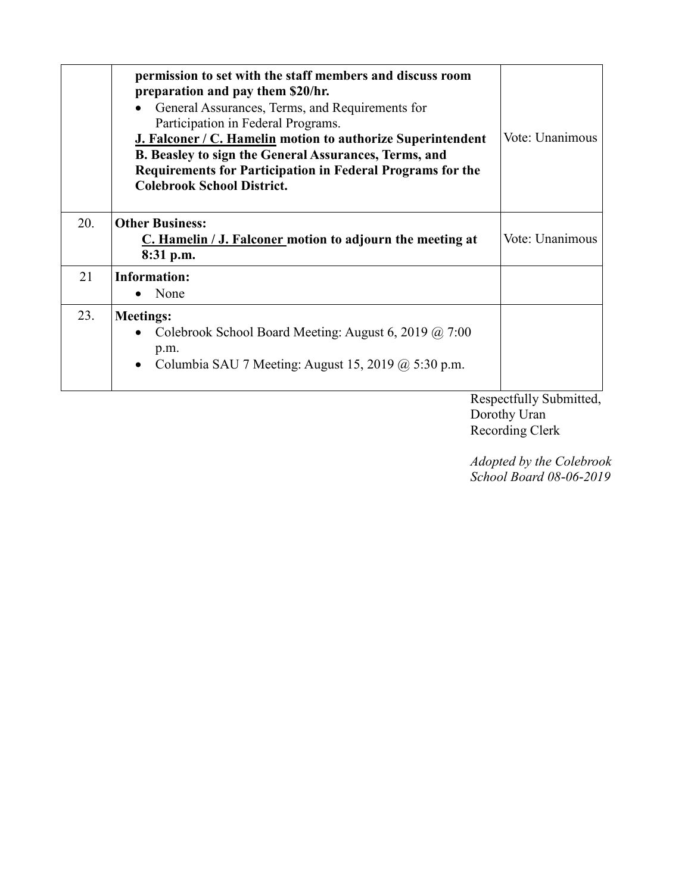| | | |
|---|---|---|
| | **permission to set with the staff members and discuss room preparation and pay them $20/hr.** <br> • General Assurances, Terms, and Requirements for Participation in Federal Programs. <br> **J. Falconer / C. Hamelin motion to authorize Superintendent B. Beasley to sign the General Assurances, Terms, and Requirements for Participation in Federal Programs for the Colebrook School District.** | Vote: Unanimous |
| 20. | **Other Business:** <br> **C. Hamelin / J. Falconer motion to adjourn the meeting at 8:31 p.m.** | Vote: Unanimous |
| 21 | **Information:** <br> • None | |
| 23. | **Meetings:** <br> • Colebrook School Board Meeting: August 6, 2019 @ 7:00 p.m. <br> • Columbia SAU 7 Meeting: August 15, 2019 @ 5:30 p.m. | |

Respectfully Submitted,
Dorothy Uran
Recording Clerk

*Adopted by the Colebrook School Board 08-06-2019*